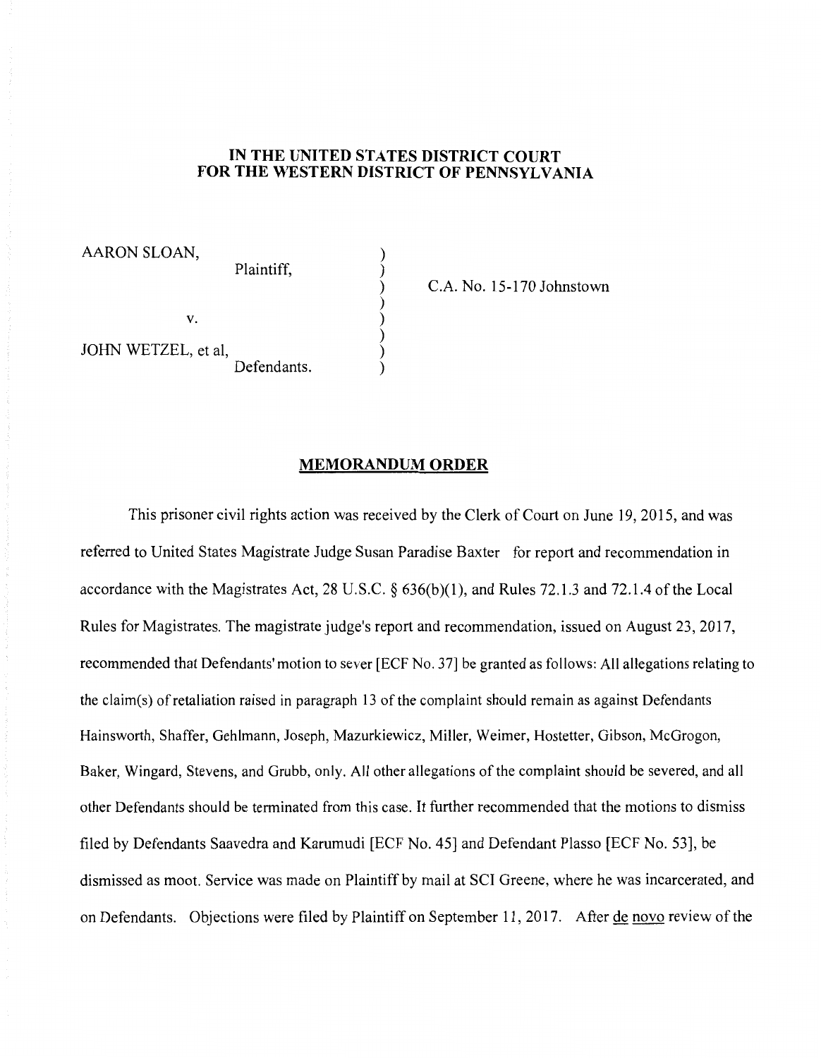**IN THE UNITED STATES DISTRICT COURT FOR THE WESTERN DISTRICT OF PENNSYLVANIA**

AARON SLOAN,
Plaintiff,

v.

JOHN WETZEL, et al,
Defendants.

C.A. No. 15-170 Johnstown

## MEMORANDUM ORDER

This prisoner civil rights action was received by the Clerk of Court on June 19, 2015, and was referred to United States Magistrate Judge Susan Paradise Baxter for report and recommendation in accordance with the Magistrates Act, 28 U.S.C. § 636(b)(1), and Rules 72.1.3 and 72.1.4 of the Local Rules for Magistrates. The magistrate judge's report and recommendation, issued on August 23, 2017, recommended that Defendants' motion to sever [ECF No. 37] be granted as follows: All allegations relating to the claim(s) of retaliation raised in paragraph 13 of the complaint should remain as against Defendants Hainsworth, Shaffer, Gehlmann, Joseph, Mazurkiewicz, Miller, Weimer, Hostetter, Gibson, McGrogon, Baker, Wingard, Stevens, and Grubb, only. All other allegations of the complaint should be severed, and all other Defendants should be terminated from this case. It further recommended that the motions to dismiss filed by Defendants Saavedra and Karumudi [ECF No. 45] and Defendant Plasso [ECF No. 53], be dismissed as moot. Service was made on Plaintiff by mail at SCI Greene, where he was incarcerated, and on Defendants. Objections were filed by Plaintiff on September 11, 2017. After de novo review of the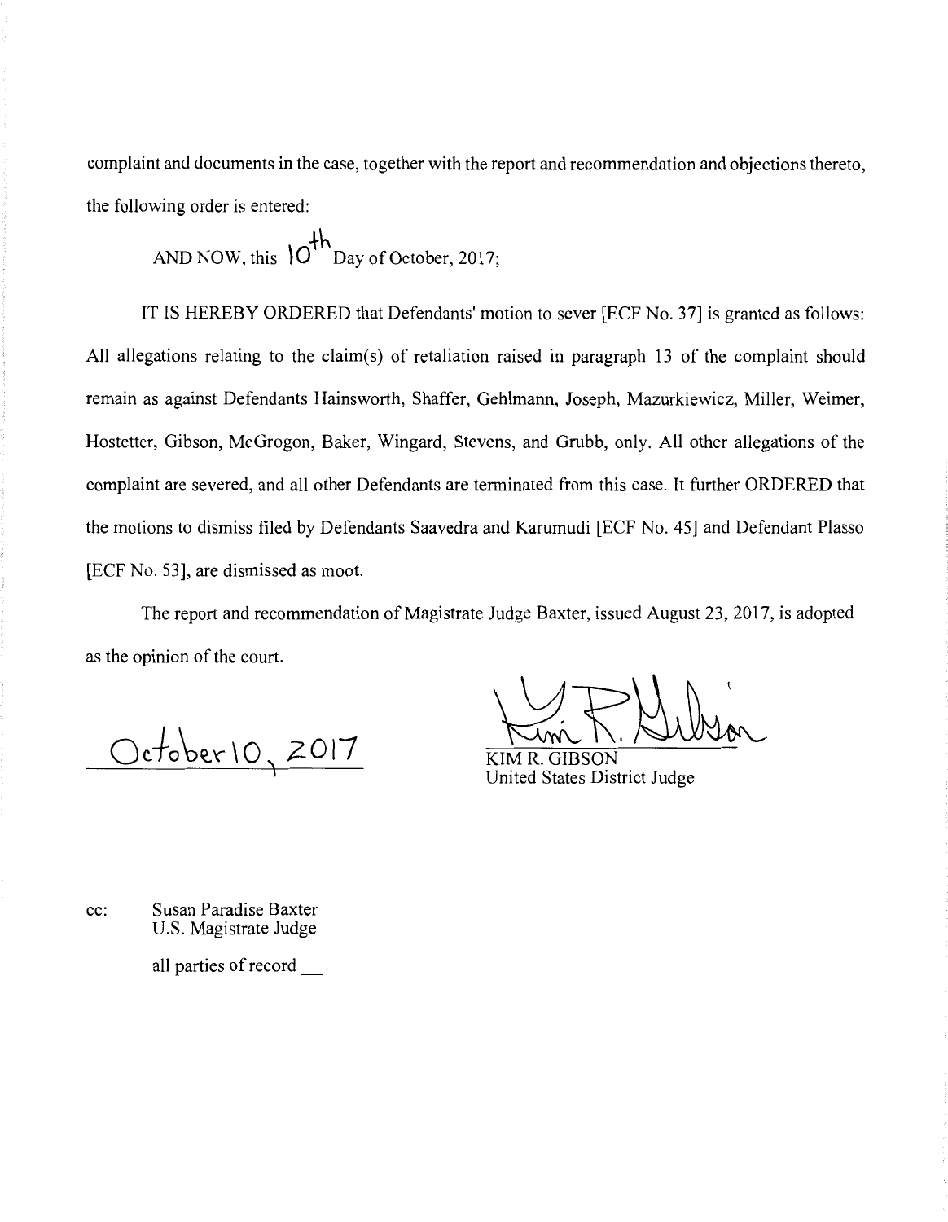complaint and documents in the case, together with the report and recommendation and objections thereto, the following order is entered:

AND NOW, this 10th Day of October, 2017;

IT IS HEREBY ORDERED that Defendants' motion to sever [ECF No. 37] is granted as follows: All allegations relating to the claim(s) of retaliation raised in paragraph 13 of the complaint should remain as against Defendants Hainsworth, Shaffer, Gehlmann, Joseph, Mazurkiewicz, Miller, Weimer, Hostetter, Gibson, McGrogon, Baker, Wingard, Stevens, and Grubb, only. All other allegations of the complaint are severed, and all other Defendants are terminated from this case. It further ORDERED that the motions to dismiss filed by Defendants Saavedra and Karumudi [ECF No. 45] and Defendant Plasso [ECF No. 53], are dismissed as moot.

The report and recommendation of Magistrate Judge Baxter, issued August 23, 2017, is adopted as the opinion of the court.

October 10, 2017

KIM R. GIBSON
United States District Judge

cc: Susan Paradise Baxter
U.S. Magistrate Judge

all parties of record ____